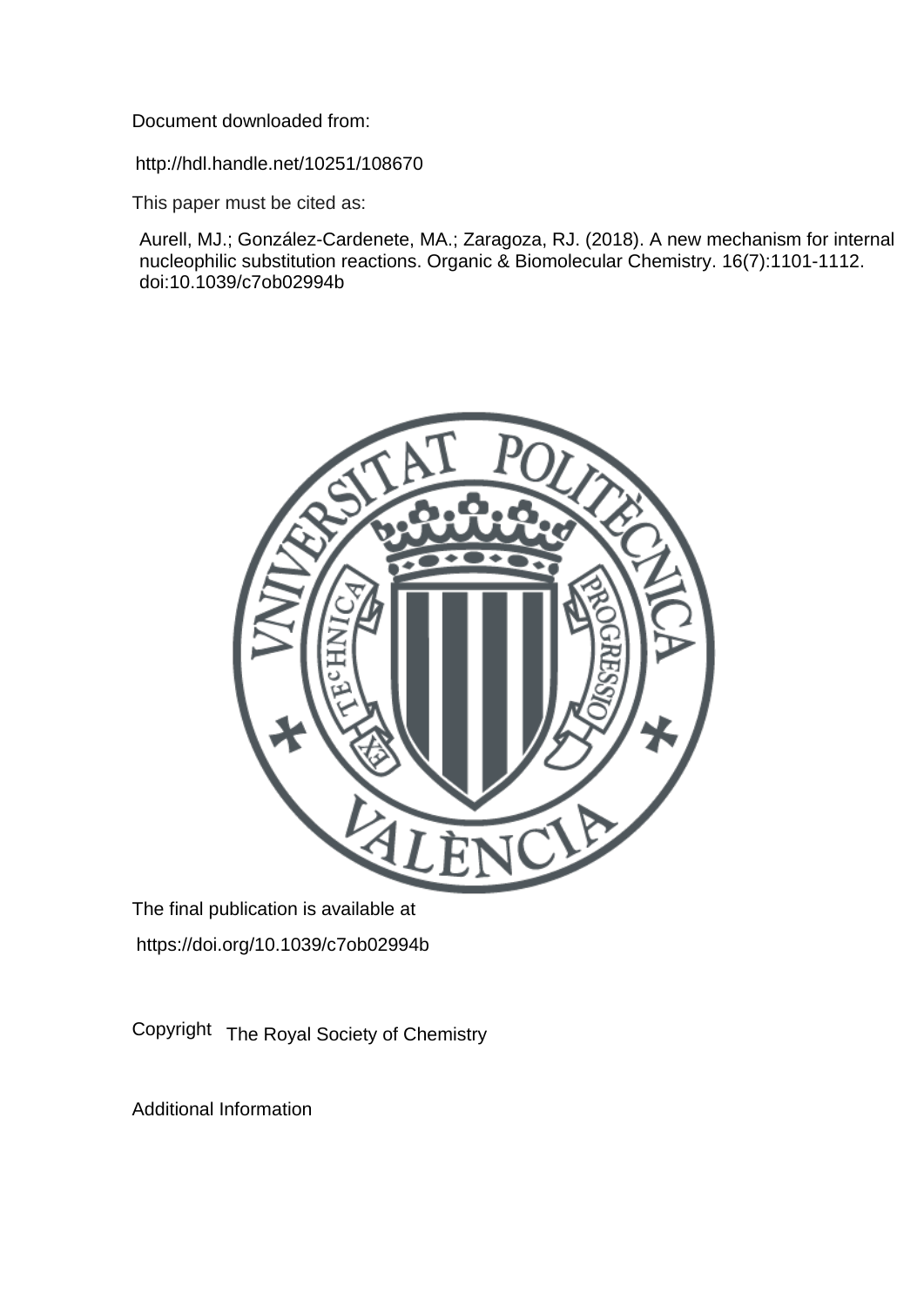Document downloaded from:

http://hdl.handle.net/10251/108670

This paper must be cited as:

Aurell, MJ.; González-Cardenete, MA.; Zaragoza, RJ. (2018). A new mechanism for internal nucleophilic substitution reactions. Organic & Biomolecular Chemistry. 16(7):1101-1112. doi:10.1039/c7ob02994b

The final publication is available at

https://doi.org/10.1039/c7ob02994b

Copyright The Royal Society of Chemistry

Additional Information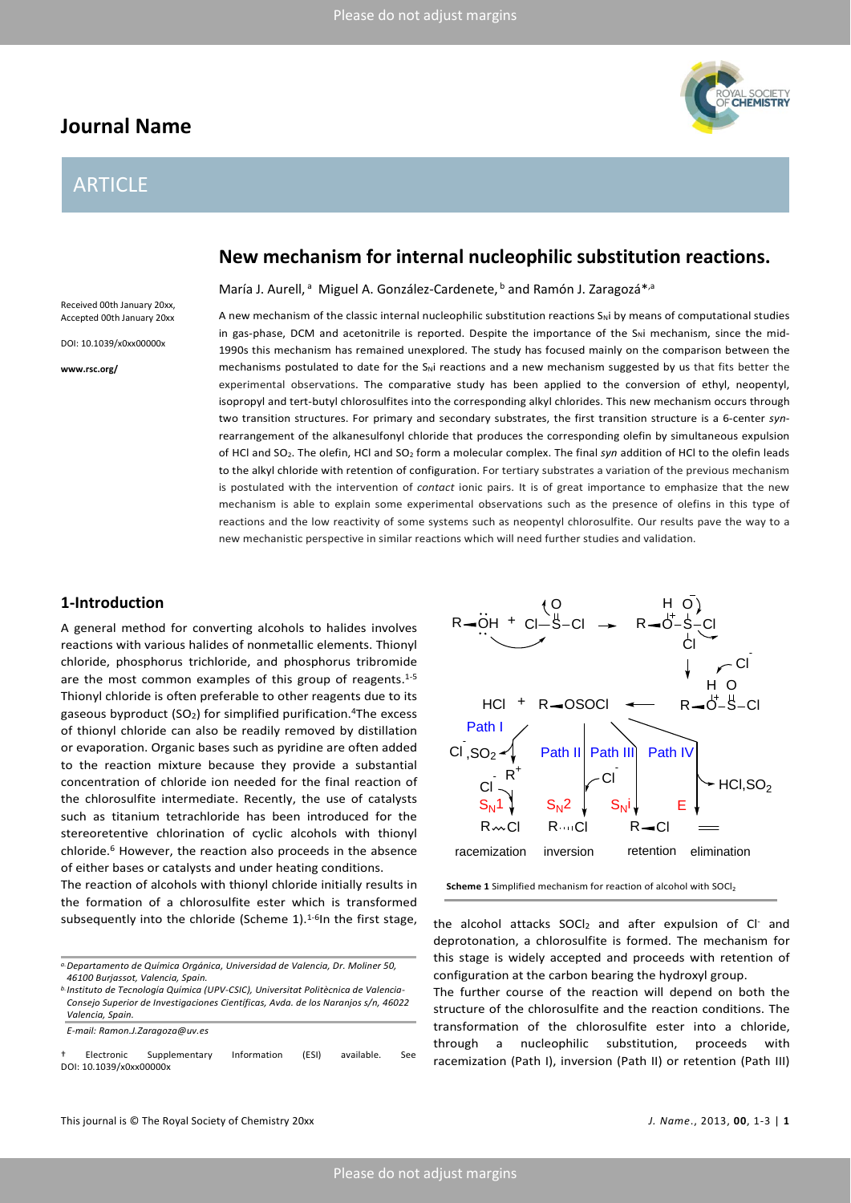# Journal Name

## ARTICLE

# New mechanism for internal nucleophilic substitution reactions.

María J. Aurell,[a] Miguel A. González-Cardenete,[b] and Ramón J. Zaragozá*[,a]

Received 00th January 20xx, Accepted 00th January 20xx

DOI: 10.1039/x0xx00000x

www.rsc.org/

A new mechanism of the classic internal nucleophilic substitution reactions $S_Ni$ by means of computational studies in gas-phase, DCM and acetonitrile is reported. Despite the importance of the $S_Ni$ mechanism, since the mid-1990s this mechanism has remained unexplored. The study has focused mainly on the comparison between the mechanisms postulated to date for the $S_Ni$ reactions and a new mechanism suggested by us that fits better the experimental observations. The comparative study has been applied to the conversion of ethyl, neopentyl, isopropyl and tert-butyl chlorosulfites into the corresponding alkyl chlorides. This new mechanism occurs through two transition structures. For primary and secondary substrates, the first transition structure is a 6-center *syn*-rearrangement of the alkanesulfonyl chloride that produces the corresponding olefin by simultaneous expulsion of HCl and $SO_2$. The olefin, HCl and $SO_2$ form a molecular complex. The final *syn* addition of HCl to the olefin leads to the alkyl chloride with retention of configuration. For tertiary substrates a variation of the previous mechanism is postulated with the intervention of *contact* ionic pairs. It is of great importance to emphasize that the new mechanism is able to explain some experimental observations such as the presence of olefins in this type of reactions and the low reactivity of some systems such as neopentyl chlorosulfite. Our results pave the way to a new mechanistic perspective in similar reactions which will need further studies and validation.

## 1-Introduction

A general method for converting alcohols to halides involves reactions with various halides of nonmetallic elements. Thionyl chloride, phosphorus trichloride, and phosphorus tribromide are the most common examples of this group of reagents.[1-5] Thionyl chloride is often preferable to other reagents due to its gaseous byproduct ($SO_2$) for simplified purification.[4] The excess of thionyl chloride can also be readily removed by distillation or evaporation. Organic bases such as pyridine are often added to the reaction mixture because they provide a substantial concentration of chloride ion needed for the final reaction of the chlorosulfite intermediate. Recently, the use of catalysts such as titanium tetrachloride has been introduced for the stereoretentive chlorination of cyclic alcohols with thionyl chloride.[6] However, the reaction also proceeds in the absence of either bases or catalysts and under heating conditions.

The reaction of alcohols with thionyl chloride initially results in the formation of a chlorosulfite ester which is transformed subsequently into the chloride (Scheme 1).[1-6] In the first stage, the alcohol attacks $SOCl_2$ and after expulsion of $Cl^-$ and deprotonation, a chlorosulfite is formed. The mechanism for this stage is widely accepted and proceeds with retention of configuration at the carbon bearing the hydroxyl group.

The further course of the reaction will depend on both the structure of the chlorosulfite and the reaction conditions. The transformation of the chlorosulfite ester into a chloride, through a nucleophilic substitution, proceeds with racemization (Path I), inversion (Path II) or retention (Path III)

**Scheme 1** Simplified mechanism for reaction of alcohol with $SOCl_2$

[a] Departamento de Química Orgánica, Universidad de Valencia, Dr. Moliner 50, 46100 Burjassot, Valencia, Spain.

[b] Instituto de Tecnología Química (UPV-CSIC), Universitat Politècnica de Valencia-Consejo Superior de Investigaciones Científicas, Avda. de los Naranjos s/n, 46022 Valencia, Spain.

E-mail: Ramon.J.Zaragoza@uv.es

† Electronic Supplementary Information (ESI) available. See DOI: 10.1039/x0xx00000x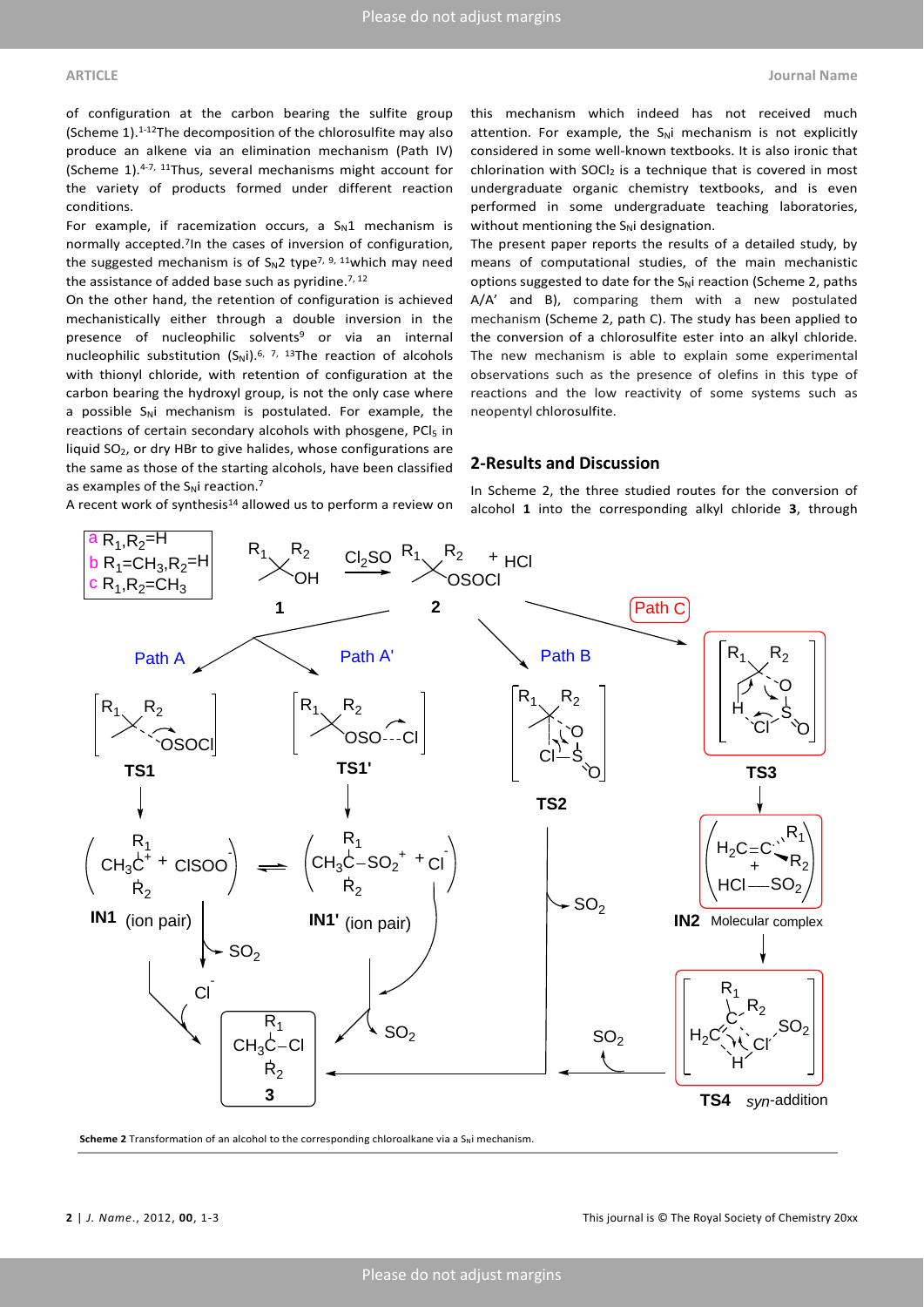of configuration at the carbon bearing the sulfite group (Scheme 1).[1-12] The decomposition of the chlorosulfite may also produce an alkene via an elimination mechanism (Path IV) (Scheme 1).[4-7, 11] Thus, several mechanisms might account for the variety of products formed under different reaction conditions.

For example, if racemization occurs, a $S_N1$ mechanism is normally accepted.[7] In the cases of inversion of configuration, the suggested mechanism is of $S_N2$ type[7, 9, 11] which may need the assistance of added base such as pyridine.[7, 12]

On the other hand, the retention of configuration is achieved mechanistically either through a double inversion in the presence of nucleophilic solvents[9] or via an internal nucleophilic substitution ($S_Ni$).[6, 7, 13] The reaction of alcohols with thionyl chloride, with retention of configuration at the carbon bearing the hydroxyl group, is not the only case where a possible $S_Ni$ mechanism is postulated. For example, the reactions of certain secondary alcohols with phosgene, $PCl_5$ in liquid $SO_2$, or dry HBr to give halides, whose configurations are the same as those of the starting alcohols, have been classified as examples of the $S_Ni$ reaction.[7]

A recent work of synthesis[14] allowed us to perform a review on this mechanism which indeed has not received much attention. For example, the $S_Ni$ mechanism is not explicitly considered in some well-known textbooks. It is also ironic that chlorination with $SOCl_2$ is a technique that is covered in most undergraduate organic chemistry textbooks, and is even performed in some undergraduate teaching laboratories, without mentioning the $S_Ni$ designation.

The present paper reports the results of a detailed study, by means of computational studies, of the main mechanistic options suggested to date for the $S_Ni$ reaction (Scheme 2, paths A/A' and B), comparing them with a new postulated mechanism (Scheme 2, path C). The study has been applied to the conversion of a chlorosulfite ester into an alkyl chloride. The new mechanism is able to explain some experimental observations such as the presence of olefins in this type of reactions and the low reactivity of some systems such as neopentyl chlorosulfite.

## 2-Results and Discussion

In Scheme 2, the three studied routes for the conversion of alcohol **1** into the corresponding alkyl chloride **3**, through

**Scheme 2** Transformation of an alcohol to the corresponding chloroalkane via a $S_Ni$ mechanism.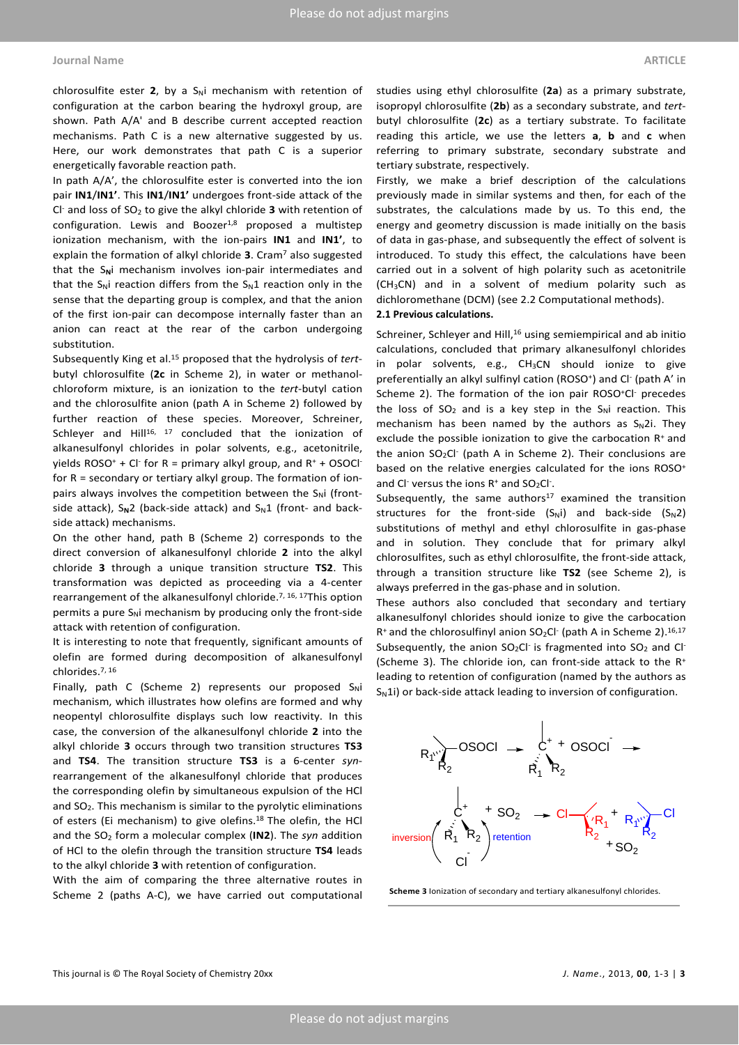chlorosulfite ester **2**, by a $S_Ni$ mechanism with retention of configuration at the carbon bearing the hydroxyl group, are shown. Path A/A' and B describe current accepted reaction mechanisms. Path C is a new alternative suggested by us. Here, our work demonstrates that path C is a superior energetically favorable reaction path.

In path A/A', the chlorosulfite ester is converted into the ion pair **IN1**/**IN1'**. This **IN1**/**IN1'** undergoes front-side attack of the $Cl^-$ and loss of $SO_2$ to give the alkyl chloride **3** with retention of configuration. Lewis and Boozer[1,8] proposed a multistep ionization mechanism, with the ion-pairs **IN1** and **IN1'**, to explain the formation of alkyl chloride **3**. Cram[7] also suggested that the $S_Ni$ mechanism involves ion-pair intermediates and that the $S_Ni$ reaction differs from the $S_N1$ reaction only in the sense that the departing group is complex, and that the anion of the first ion-pair can decompose internally faster than an anion can react at the rear of the carbon undergoing substitution.

Subsequently King et al.[15] proposed that the hydrolysis of *tert*-butyl chlorosulfite (**2c** in Scheme 2), in water or methanol-chloroform mixture, is an ionization to the *tert*-butyl cation and the chlorosulfite anion (path A in Scheme 2) followed by further reaction of these species. Moreover, Schreiner, Schleyer and Hill[16, 17] concluded that the ionization of alkanesulfonyl chlorides in polar solvents, e.g., acetonitrile, yields $ROSO^+$ + $Cl^-$ for R = primary alkyl group, and $R^+$ + $OSOCl^-$ for R = secondary or tertiary alkyl group. The formation of ion-pairs always involves the competition between the $S_Ni$ (front-side attack), $S_N2$ (back-side attack) and $S_N1$ (front- and back-side attack) mechanisms.

On the other hand, path B (Scheme 2) corresponds to the direct conversion of alkanesulfonyl chloride **2** into the alkyl chloride **3** through a unique transition structure **TS2**. This transformation was depicted as proceeding via a 4-center rearrangement of the alkanesulfonyl chloride.[7, 16, 17] This option permits a pure $S_Ni$ mechanism by producing only the front-side attack with retention of configuration.

It is interesting to note that frequently, significant amounts of olefin are formed during decomposition of alkanesulfonyl chlorides.[7, 16]

Finally, path C (Scheme 2) represents our proposed $S_Ni$ mechanism, which illustrates how olefins are formed and why neopentyl chlorosulfite displays such low reactivity. In this case, the conversion of the alkanesulfonyl chloride **2** into the alkyl chloride **3** occurs through two transition structures **TS3** and **TS4**. The transition structure **TS3** is a 6-center *syn*-rearrangement of the alkanesulfonyl chloride that produces the corresponding olefin by simultaneous expulsion of the HCl and $SO_2$. This mechanism is similar to the pyrolytic eliminations of esters (Ei mechanism) to give olefins.[18] The olefin, the HCl and the $SO_2$ form a molecular complex (**IN2**). The *syn* addition of HCl to the olefin through the transition structure **TS4** leads to the alkyl chloride **3** with retention of configuration.

With the aim of comparing the three alternative routes in Scheme 2 (paths A-C), we have carried out computational studies using ethyl chlorosulfite (**2a**) as a primary substrate, isopropyl chlorosulfite (**2b**) as a secondary substrate, and *tert*-butyl chlorosulfite (**2c**) as a tertiary substrate. To facilitate reading this article, we use the letters **a**, **b** and **c** when referring to primary substrate, secondary substrate and tertiary substrate, respectively.

Firstly, we make a brief description of the calculations previously made in similar systems and then, for each of the substrates, the calculations made by us. To this end, the energy and geometry discussion is made initially on the basis of data in gas-phase, and subsequently the effect of solvent is introduced. To study this effect, the calculations have been carried out in a solvent of high polarity such as acetonitrile ($CH_3CN$) and in a solvent of medium polarity such as dichloromethane (DCM) (see 2.2 Computational methods).

**2.1 Previous calculations.**

Schreiner, Schleyer and Hill,[16] using semiempirical and ab initio calculations, concluded that primary alkanesulfonyl chlorides in polar solvents, e.g., $CH_3CN$ should ionize to give preferentially an alkyl sulfinyl cation ($ROSO^+$) and $Cl^-$ (path A' in Scheme 2). The formation of the ion pair $ROSO^+Cl^-$ precedes the loss of $SO_2$ and is a key step in the $S_Ni$ reaction. This mechanism has been named by the authors as $S_N2i$. They exclude the possible ionization to give the carbocation $R^+$ and the anion $SO_2Cl^-$ (path A in Scheme 2). Their conclusions are based on the relative energies calculated for the ions $ROSO^+$ and $Cl^-$ versus the ions $R^+$ and $SO_2Cl^-$.

Subsequently, the same authors[17] examined the transition structures for the front-side ($S_Ni$) and back-side ($S_N2$) substitutions of methyl and ethyl chlorosulfite in gas-phase and in solution. They conclude that for primary alkyl chlorosulfites, such as ethyl chlorosulfite, the front-side attack, through a transition structure like **TS2** (see Scheme 2), is always preferred in the gas-phase and in solution.

These authors also concluded that secondary and tertiary alkanesulfonyl chlorides should ionize to give the carbocation $R^+$ and the chlorosulfinyl anion $SO_2Cl^-$ (path A in Scheme 2).[16,17] Subsequently, the anion $SO_2Cl^-$ is fragmented into $SO_2$ and $Cl^-$ (Scheme 3). The chloride ion, can front-side attack to the $R^+$ leading to retention of configuration (named by the authors as $S_N1i$) or back-side attack leading to inversion of configuration.

**Scheme 3** Ionization of secondary and tertiary alkanesulfonyl chlorides.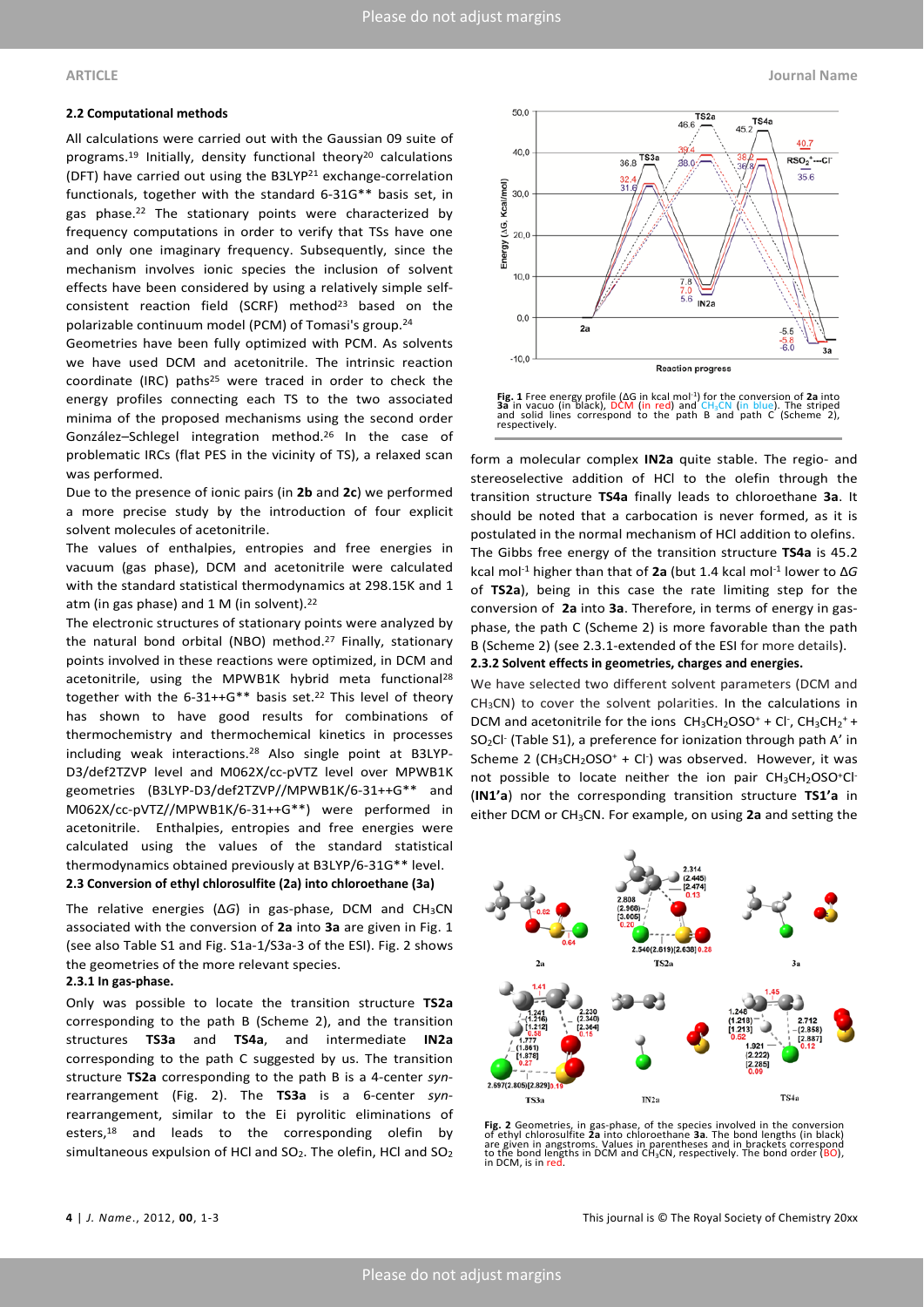### 2.2 Computational methods

All calculations were carried out with the Gaussian 09 suite of programs.[19] Initially, density functional theory[20] calculations (DFT) have carried out using the B3LYP[21] exchange-correlation functionals, together with the standard 6-31G** basis set, in gas phase.[22] The stationary points were characterized by frequency computations in order to verify that TSs have one and only one imaginary frequency. Subsequently, since the mechanism involves ionic species the inclusion of solvent effects have been considered by using a relatively simple self-consistent reaction field (SCRF) method[23] based on the polarizable continuum model (PCM) of Tomasi's group.[24]

Geometries have been fully optimized with PCM. As solvents we have used DCM and acetonitrile. The intrinsic reaction coordinate (IRC) paths[25] were traced in order to check the energy profiles connecting each TS to the two associated minima of the proposed mechanisms using the second order González–Schlegel integration method.[26] In the case of problematic IRCs (flat PES in the vicinity of TS), a relaxed scan was performed.

Due to the presence of ionic pairs (in **2b** and **2c**) we performed a more precise study by the introduction of four explicit solvent molecules of acetonitrile.

The values of enthalpies, entropies and free energies in vacuum (gas phase), DCM and acetonitrile were calculated with the standard statistical thermodynamics at 298.15K and 1 atm (in gas phase) and 1 M (in solvent).[22]

The electronic structures of stationary points were analyzed by the natural bond orbital (NBO) method.[27] Finally, stationary points involved in these reactions were optimized, in DCM and acetonitrile, using the MPWB1K hybrid meta functional[28] together with the 6-31++G** basis set.[22] This level of theory has shown to have good results for combinations of thermochemistry and thermochemical kinetics in processes including weak interactions.[28] Also single point at B3LYP-D3/def2TZVP level and M062X/cc-pVTZ level over MPWB1K geometries (B3LYP-D3/def2TZVP//MPWB1K/6-31++G** and M062X/cc-pVTZ//MPWB1K/6-31++G**) were performed in acetonitrile. Enthalpies, entropies and free energies were calculated using the values of the standard statistical thermodynamics obtained previously at B3LYP/6-31G** level.

### 2.3 Conversion of ethyl chlorosulfite (2a) into chloroethane (3a)

The relative energies ($\Delta G$) in gas-phase, DCM and $CH_3CN$ associated with the conversion of **2a** into **3a** are given in Fig. 1 (see also Table S1 and Fig. S1a-1/S3a-3 of the ESI). Fig. 2 shows the geometries of the more relevant species.

#### 2.3.1 In gas-phase.

Only was possible to locate the transition structure **TS2a** corresponding to the path B (Scheme 2), and the transition structures **TS3a** and **TS4a**, and intermediate **IN2a** corresponding to the path C suggested by us. The transition structure **TS2a** corresponding to the path B is a 4-center *syn*-rearrangement (Fig. 2). The **TS3a** is a 6-center *syn*-rearrangement, similar to the Ei pyrolitic eliminations of esters,[18] and leads to the corresponding olefin by simultaneous expulsion of HCl and $SO_2$. The olefin, HCl and $SO_2$ form a molecular complex **IN2a** quite stable. The regio- and stereoselective addition of HCl to the olefin through the transition structure **TS4a** finally leads to chloroethane **3a**. It should be noted that a carbocation is never formed, as it is postulated in the normal mechanism of HCl addition to olefins. The Gibbs free energy of the transition structure **TS4a** is 45.2 kcal mol$^{-1}$ higher than that of **2a** (but 1.4 kcal mol$^{-1}$ lower to $\Delta G$ of **TS2a**), being in this case the rate limiting step for the conversion of **2a** into **3a**. Therefore, in terms of energy in gas-phase, the path C (Scheme 2) is more favorable than the path B (Scheme 2) (see 2.3.1-extended of the ESI for more details).

Fig. 1 Free energy profile ($\Delta G$ in kcal mol$^{-1}$) for the conversion of **2a** into **3a** in vacuo (in black), DCM (in red) and $CH_3CN$ (in blue). The striped and solid lines correspond to the path B and path C (Scheme 2), respectively.

#### 2.3.2 Solvent effects in geometries, charges and energies.

We have selected two different solvent parameters (DCM and $CH_3CN$) to cover the solvent polarities. In the calculations in DCM and acetonitrile for the ions $CH_3CH_2OSO^+ + Cl^-$, $CH_3CH_2^+ + SO_2Cl^-$ (Table S1), a preference for ionization through path A' in Scheme 2 ($CH_3CH_2OSO^+ + Cl^-$) was observed. However, it was not possible to locate neither the ion pair $CH_3CH_2OSO^+Cl^-$ (**IN1'a**) nor the corresponding transition structure **TS1'a** in either DCM or $CH_3CN$. For example, on using **2a** and setting the

Fig. 2 Geometries, in gas-phase, of the species involved in the conversion of ethyl chlorosulfite **2a** into chloroethane **3a**. The bond lengths (in black) are given in angstroms. Values in parentheses and in brackets correspond to the bond lengths in DCM and $CH_3CN$, respectively. The bond order (BO), in DCM, is in red.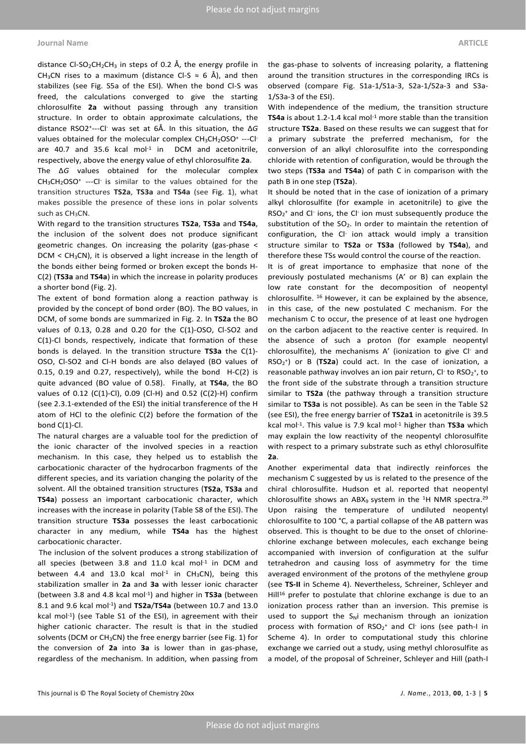distance Cl-$SO_2CH_2CH_3$ in steps of 0.2 Å, the energy profile in $CH_3CN$ rises to a maximum (distance Cl-S ≈ 6 Å), and then stabilizes (see Fig. S5a of the ESI). When the bond Cl-S was freed, the calculations converged to give the starting chlorosulfite **2a** without passing through any transition structure. In order to obtain approximate calculations, the distance $RSO2^+$---$Cl^-$ was set at 6Å. In this situation, the Δ*G* values obtained for the molecular complex $CH_3CH_2OSO^+$ ---$Cl^-$ are 40.7 and 35.6 kcal $mol^{-1}$ in DCM and acetonitrile, respectively, above the energy value of ethyl chlorosulfite **2a**.

The Δ*G* values obtained for the molecular complex $CH_3CH_2OSO^+$ ---$Cl^-$ is similar to the values obtained for the transition structures **TS2a**, **TS3a** and **TS4a** (see Fig. 1), what makes possible the presence of these ions in polar solvents such as $CH_3CN$.

With regard to the transition structures **TS2a**, **TS3a** and **TS4a**, the inclusion of the solvent does not produce significant geometric changes. On increasing the polarity (gas-phase < DCM < $CH_3CN$), it is observed a light increase in the length of the bonds either being formed or broken except the bonds H-C(2) (**TS3a** and **TS4a**) in which the increase in polarity produces a shorter bond (Fig. 2).

The extent of bond formation along a reaction pathway is provided by the concept of bond order (BO). The BO values, in DCM, of some bonds are summarized in Fig. 2. In **TS2a** the BO values of 0.13, 0.28 and 0.20 for the C(1)-OSO, Cl-SO2 and C(1)-Cl bonds, respectively, indicate that formation of these bonds is delayed. In the transition structure **TS3a** the C(1)-OSO, Cl-SO2 and Cl-H bonds are also delayed (BO values of 0.15, 0.19 and 0.27, respectively), while the bond H-C(2) is quite advanced (BO value of 0.58). Finally, at **TS4a**, the BO values of 0.12 (C(1)-Cl), 0.09 (Cl-H) and 0.52 (C(2)-H) confirm (see 2.3.1-extended of the ESI) the initial transference of the H atom of HCl to the olefinic C(2) before the formation of the bond C(1)-Cl.

The natural charges are a valuable tool for the prediction of the ionic character of the involved species in a reaction mechanism. In this case, they helped us to establish the carbocationic character of the hydrocarbon fragments of the different species, and its variation changing the polarity of the solvent. All the obtained transition structures (**TS2a**, **TS3a** and **TS4a**) possess an important carbocationic character, which increases with the increase in polarity (Table S8 of the ESI). The transition structure **TS3a** possesses the least carbocationic character in any medium, while **TS4a** has the highest carbocationic character.

The inclusion of the solvent produces a strong stabilization of all species (between 3.8 and 11.0 kcal $mol^{-1}$ in DCM and between 4.4 and 13.0 kcal $mol^{-1}$ in $CH_3CN$), being this stabilization smaller in **2a** and **3a** with lesser ionic character (between 3.8 and 4.8 kcal $mol^{-1}$) and higher in **TS3a** (between 8.1 and 9.6 kcal $mol^{-1}$) and **TS2a**/**TS4a** (between 10.7 and 13.0 kcal $mol^{-1}$) (see Table S1 of the ESI), in agreement with their higher cationic character. The result is that in the studied solvents (DCM or $CH_3CN$) the free energy barrier (see Fig. 1) for the conversion of **2a** into **3a** is lower than in gas-phase, regardless of the mechanism. In addition, when passing from the gas-phase to solvents of increasing polarity, a flattening around the transition structures in the corresponding IRCs is observed (compare Fig. S1a-1/S1a-3, S2a-1/S2a-3 and S3a-1/S3a-3 of the ESI).

With independence of the medium, the transition structure **TS4a** is about 1.2-1.4 kcal $mol^{-1}$ more stable than the transition structure **TS2a**. Based on these results we can suggest that for a primary substrate the preferred mechanism, for the conversion of an alkyl chlorosulfite into the corresponding chloride with retention of configuration, would be through the two steps (**TS3a** and **TS4a**) of path C in comparison with the path B in one step (**TS2a**).

It should be noted that in the case of ionization of a primary alkyl chlorosulfite (for example in acetonitrile) to give the $RSO_2^+$ and $Cl^-$ ions, the $Cl^-$ ion must subsequently produce the substitution of the $SO_2$. In order to maintain the retention of configuration, the $Cl^-$ ion attack would imply a transition structure similar to **TS2a** or **TS3a** (followed by **TS4a**), and therefore these TSs would control the course of the reaction.

It is of great importance to emphasize that none of the previously postulated mechanisms (A' or B) can explain the low rate constant for the decomposition of neopentyl chlorosulfite. [16] However, it can be explained by the absence, in this case, of the new postulated C mechanism. For the mechanism C to occur, the presence of at least one hydrogen on the carbon adjacent to the reactive center is required. In the absence of such a proton (for example neopentyl chlorosulfite), the mechanisms A' (ionization to give $Cl^-$ and $RSO_2^+$) or B (**TS2a**) could act. In the case of ionization, a reasonable pathway involves an ion pair return, $Cl^-$ to $RSO_2^+$, to the front side of the substrate through a transition structure similar to **TS2a** (the pathway through a transition structure similar to **TS3a** is not possible). As can be seen in the Table S2 (see ESI), the free energy barrier of **TS2a1** in acetonitrile is 39.5 kcal $mol^{-1}$. This value is 7.9 kcal $mol^{-1}$ higher than **TS3a** which may explain the low reactivity of the neopentyl chlorosulfite with respect to a primary substrate such as ethyl chlorosulfite **2a**.

Another experimental data that indirectly reinforces the mechanism C suggested by us is related to the presence of the chiral chlorosulfite. Hudson et al. reported that neopentyl chlorosulfite shows an $ABX_9$ system in the $^1H$ NMR spectra.[29] Upon raising the temperature of undiluted neopentyl chlorosulfite to 100 °C, a partial collapse of the AB pattern was observed. This is thought to be due to the onset of chlorine-chlorine exchange between molecules, each exchange being accompanied with inversion of configuration at the sulfur tetrahedron and causing loss of asymmetry for the time averaged environment of the protons of the methylene group (see **TS-II** in Scheme 4). Nevertheless, Schreiner, Schleyer and Hill[16] prefer to postulate that chlorine exchange is due to an ionization process rather than an inversion. This premise is used to support the $S_Ni$ mechanism through an ionization process with formation of $RSO_2^+$ and $Cl^-$ ions (see path-I in Scheme 4). In order to computational study this chlorine exchange we carried out a study, using methyl chlorosulfite as a model, of the proposal of Schreiner, Schleyer and Hill (path-I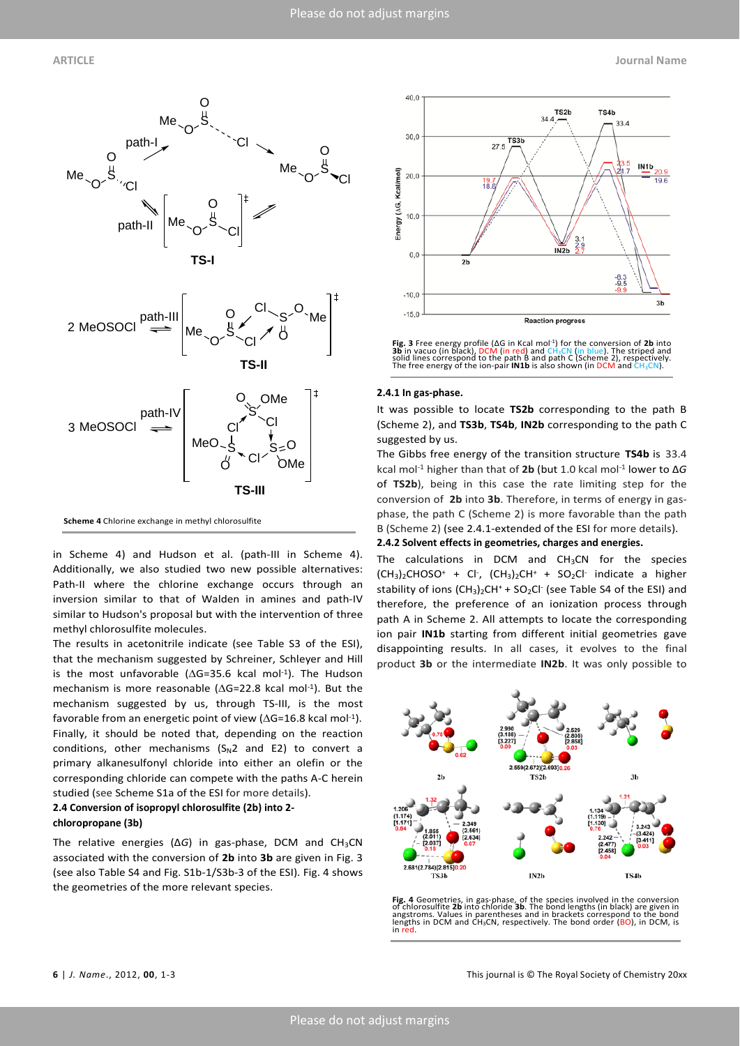**Scheme 4** Chlorine exchange in methyl chlorosulfite

in Scheme 4) and Hudson et al. (path-III in Scheme 4). Additionally, we also studied two new possible alternatives: Path-II where the chlorine exchange occurs through an inversion similar to that of Walden in amines and path-IV similar to Hudson's proposal but with the intervention of three methyl chlorosulfite molecules.

The results in acetonitrile indicate (see Table S3 of the ESI), that the mechanism suggested by Schreiner, Schleyer and Hill is the most unfavorable (ΔG=35.6 kcal mol$^{-1}$). The Hudson mechanism is more reasonable (ΔG=22.8 kcal mol$^{-1}$). But the mechanism suggested by us, through TS-III, is the most favorable from an energetic point of view (ΔG=16.8 kcal mol$^{-1}$). Finally, it should be noted that, depending on the reaction conditions, other mechanisms ($S_N2$ and E2) to convert a primary alkanesulfonyl chloride into either an olefin or the corresponding chloride can compete with the paths A-C herein studied (see Scheme S1a of the ESI for more details).

### 2.4 Conversion of isopropyl chlorosulfite (2b) into 2-chloropropane (3b)

The relative energies (Δ*G*) in gas-phase, DCM and $CH_3CN$ associated with the conversion of **2b** into **3b** are given in Fig. 3 (see also Table S4 and Fig. S1b-1/S3b-3 of the ESI). Fig. 4 shows the geometries of the more relevant species.

**Fig. 3** Free energy profile (ΔG in Kcal mol$^{-1}$) for the conversion of **2b** into **3b** in vacuo (in black), DCM (in red) and $CH_3CN$ (in blue). The striped and solid lines correspond to the path B and path C (Scheme 2), respectively. The free energy of the ion-pair **IN1b** is also shown (in DCM and $CH_3CN$).

#### 2.4.1 In gas-phase.

It was possible to locate **TS2b** corresponding to the path B (Scheme 2), and **TS3b**, **TS4b**, **IN2b** corresponding to the path C suggested by us.

The Gibbs free energy of the transition structure **TS4b** is 33.4 kcal mol$^{-1}$ higher than that of **2b** (but 1.0 kcal mol$^{-1}$ lower to Δ*G* of **TS2b**), being in this case the rate limiting step for the conversion of **2b** into **3b**. Therefore, in terms of energy in gas-phase, the path C (Scheme 2) is more favorable than the path B (Scheme 2) (see 2.4.1-extended of the ESI for more details).

#### 2.4.2 Solvent effects in geometries, charges and energies.

The calculations in DCM and $CH_3CN$ for the species $(CH_3)_2CHOSO^+$ + $Cl^-$, $(CH_3)_2CH^+$ + $SO_2Cl^-$ indicate a higher stability of ions $(CH_3)_2CH^+$ + $SO_2Cl^-$ (see Table S4 of the ESI) and therefore, the preference of an ionization process through path A in Scheme 2. All attempts to locate the corresponding ion pair **IN1b** starting from different initial geometries gave disappointing results. In all cases, it evolves to the final product **3b** or the intermediate **IN2b**. It was only possible to

**Fig. 4** Geometries, in gas-phase, of the species involved in the conversion of chlorosulfite **2b** into chloride **3b**. The bond lengths (in black) are given in angstroms. Values in parentheses and in brackets correspond to the bond lengths in DCM and $CH_3CN$, respectively. The bond order (BO), in DCM, is in red.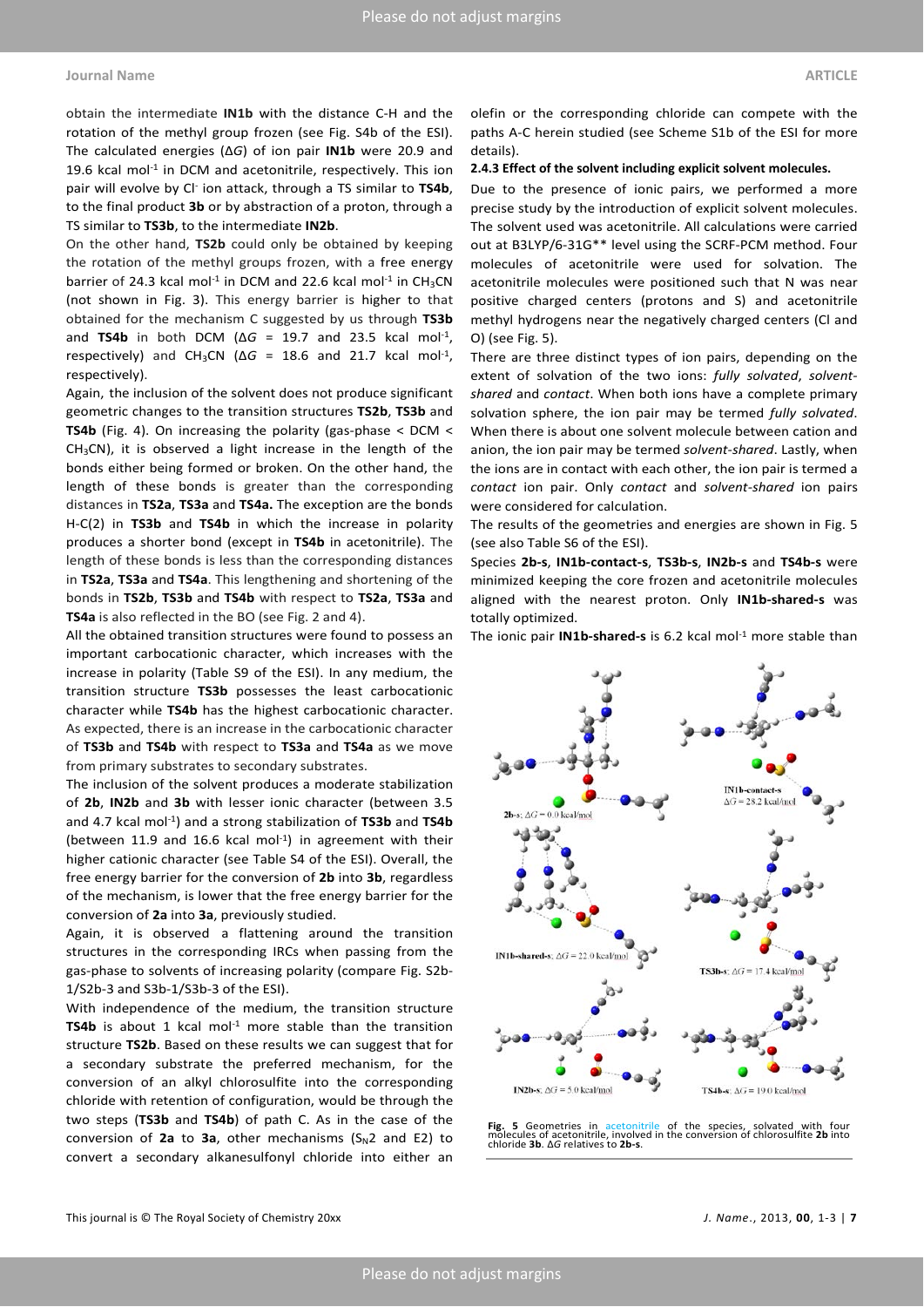obtain the intermediate **IN1b** with the distance C-H and the rotation of the methyl group frozen (see Fig. S4b of the ESI). The calculated energies (Δ*G*) of ion pair **IN1b** were 20.9 and 19.6 kcal mol$^{-1}$ in DCM and acetonitrile, respectively. This ion pair will evolve by $Cl^-$ ion attack, through a TS similar to **TS4b**, to the final product **3b** or by abstraction of a proton, through a TS similar to **TS3b**, to the intermediate **IN2b**.

On the other hand, **TS2b** could only be obtained by keeping the rotation of the methyl groups frozen, with a free energy barrier of 24.3 kcal mol$^{-1}$ in DCM and 22.6 kcal mol$^{-1}$ in $CH_3CN$ (not shown in Fig. 3). This energy barrier is higher to that obtained for the mechanism C suggested by us through **TS3b** and **TS4b** in both DCM (Δ*G* = 19.7 and 23.5 kcal mol$^{-1}$, respectively) and $CH_3CN$ (Δ*G* = 18.6 and 21.7 kcal mol$^{-1}$, respectively).

Again, the inclusion of the solvent does not produce significant geometric changes to the transition structures **TS2b**, **TS3b** and **TS4b** (Fig. 4). On increasing the polarity (gas-phase < DCM < $CH_3CN$), it is observed a light increase in the length of the bonds either being formed or broken. On the other hand, the length of these bonds is greater than the corresponding distances in **TS2a**, **TS3a** and **TS4a.** The exception are the bonds H-C(2) in **TS3b** and **TS4b** in which the increase in polarity produces a shorter bond (except in **TS4b** in acetonitrile). The length of these bonds is less than the corresponding distances in **TS2a**, **TS3a** and **TS4a**. This lengthening and shortening of the bonds in **TS2b**, **TS3b** and **TS4b** with respect to **TS2a**, **TS3a** and **TS4a** is also reflected in the BO (see Fig. 2 and 4).

All the obtained transition structures were found to possess an important carbocationic character, which increases with the increase in polarity (Table S9 of the ESI). In any medium, the transition structure **TS3b** possesses the least carbocationic character while **TS4b** has the highest carbocationic character. As expected, there is an increase in the carbocationic character of **TS3b** and **TS4b** with respect to **TS3a** and **TS4a** as we move from primary substrates to secondary substrates.

The inclusion of the solvent produces a moderate stabilization of **2b**, **IN2b** and **3b** with lesser ionic character (between 3.5 and 4.7 kcal mol$^{-1}$) and a strong stabilization of **TS3b** and **TS4b** (between 11.9 and 16.6 kcal mol$^{-1}$) in agreement with their higher cationic character (see Table S4 of the ESI). Overall, the free energy barrier for the conversion of **2b** into **3b**, regardless of the mechanism, is lower that the free energy barrier for the conversion of **2a** into **3a**, previously studied.

Again, it is observed a flattening around the transition structures in the corresponding IRCs when passing from the gas-phase to solvents of increasing polarity (compare Fig. S2b-1/S2b-3 and S3b-1/S3b-3 of the ESI).

With independence of the medium, the transition structure **TS4b** is about 1 kcal mol$^{-1}$ more stable than the transition structure **TS2b**. Based on these results we can suggest that for a secondary substrate the preferred mechanism, for the conversion of an alkyl chlorosulfite into the corresponding chloride with retention of configuration, would be through the two steps (**TS3b** and **TS4b**) of path C. As in the case of the conversion of **2a** to **3a**, other mechanisms ($S_N2$ and E2) to convert a secondary alkanesulfonyl chloride into either an olefin or the corresponding chloride can compete with the paths A-C herein studied (see Scheme S1b of the ESI for more details).

### 2.4.3 Effect of the solvent including explicit solvent molecules.

Due to the presence of ionic pairs, we performed a more precise study by the introduction of explicit solvent molecules. The solvent used was acetonitrile. All calculations were carried out at B3LYP/6-31G** level using the SCRF-PCM method. Four molecules of acetonitrile were used for solvation. The acetonitrile molecules were positioned such that N was near positive charged centers (protons and S) and acetonitrile methyl hydrogens near the negatively charged centers (Cl and O) (see Fig. 5).

There are three distinct types of ion pairs, depending on the extent of solvation of the two ions: *fully solvated*, *solvent-shared* and *contact*. When both ions have a complete primary solvation sphere, the ion pair may be termed *fully solvated*. When there is about one solvent molecule between cation and anion, the ion pair may be termed *solvent-shared*. Lastly, when the ions are in contact with each other, the ion pair is termed a *contact* ion pair. Only *contact* and *solvent-shared* ion pairs were considered for calculation.

The results of the geometries and energies are shown in Fig. 5 (see also Table S6 of the ESI).

Species **2b-s**, **IN1b-contact-s**, **TS3b-s**, **IN2b-s** and **TS4b-s** were minimized keeping the core frozen and acetonitrile molecules aligned with the nearest proton. Only **IN1b-shared-s** was totally optimized.

The ionic pair **IN1b-shared-s** is 6.2 kcal mol$^{-1}$ more stable than

2b-s; Δ*G* = 0.0 kcal/mol

IN1b-contact-s; Δ*G* = 28.2 kcal/mol

IN1b-shared-s; Δ*G* = 22.0 kcal/mol

TS3b-s; Δ*G* = 17.4 kcal/mol

IN2b-s; Δ*G* = 5.0 kcal/mol

TS4b-s; Δ*G* = 19.0 kcal/mol

**Fig. 5** Geometries in acetonitrile of the species, solvated with four molecules of acetonitrile, involved in the conversion of chlorosulfite **2b** into chloride **3b**. Δ*G* relatives to **2b-s**.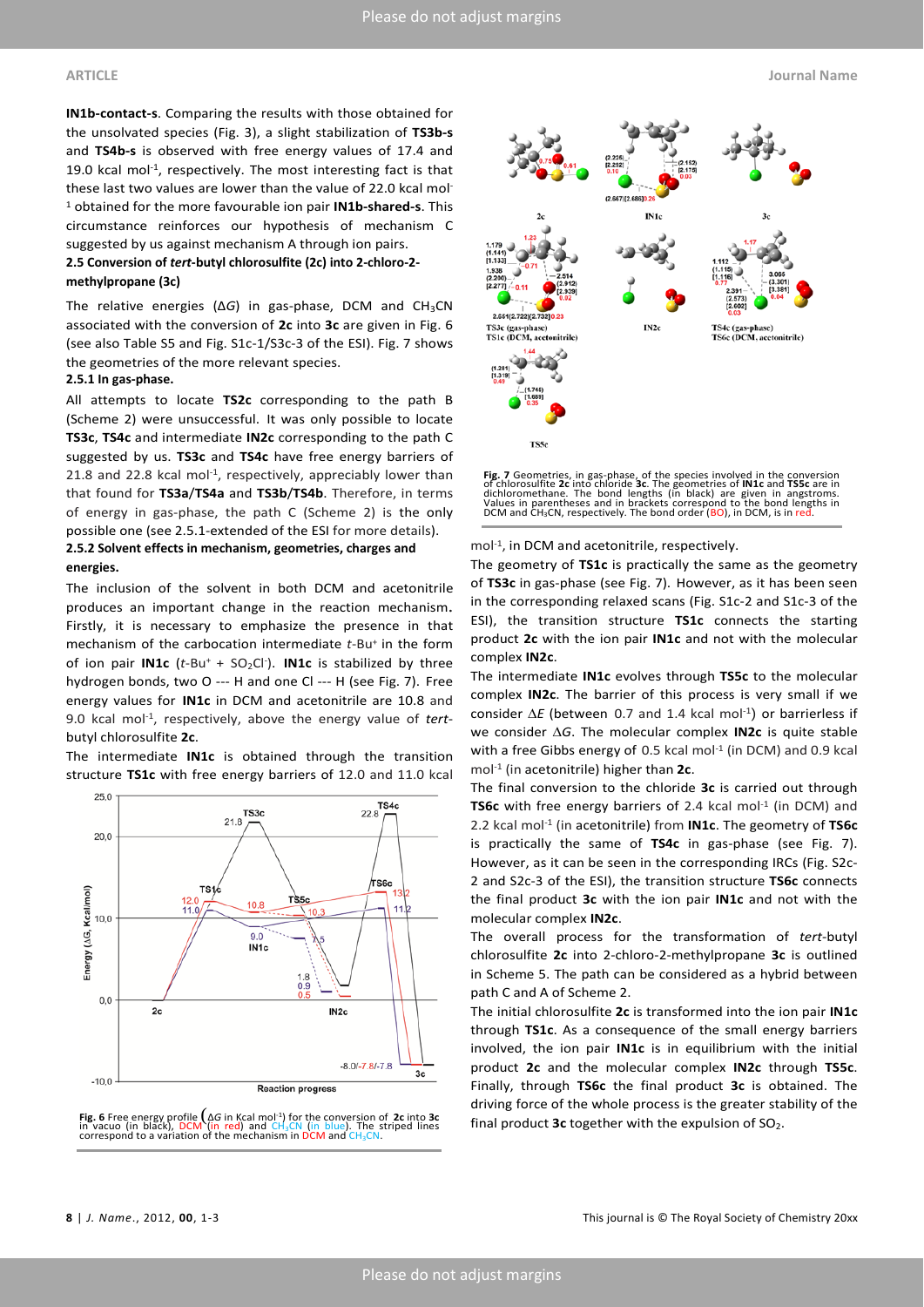**IN1b-contact-s**. Comparing the results with those obtained for the unsolvated species (Fig. 3), a slight stabilization of **TS3b-s** and **TS4b-s** is observed with free energy values of 17.4 and 19.0 kcal mol$^{-1}$, respectively. The most interesting fact is that these last two values are lower than the value of 22.0 kcal mol$^{-1}$ obtained for the more favourable ion pair **IN1b-shared-s**. This circumstance reinforces our hypothesis of mechanism C suggested by us against mechanism A through ion pairs.

### 2.5 Conversion of *tert*-butyl chlorosulfite (2c) into 2-chloro-2-methylpropane (3c)

The relative energies (Δ*G*) in gas-phase, DCM and $CH_3CN$ associated with the conversion of **2c** into **3c** are given in Fig. 6 (see also Table S5 and Fig. S1c-1/S3c-3 of the ESI). Fig. 7 shows the geometries of the more relevant species.

#### 2.5.1 In gas-phase.

All attempts to locate **TS2c** corresponding to the path B (Scheme 2) were unsuccessful. It was only possible to locate **TS3c**, **TS4c** and intermediate **IN2c** corresponding to the path C suggested by us. **TS3c** and **TS4c** have free energy barriers of 21.8 and 22.8 kcal mol$^{-1}$, respectively, appreciably lower than that found for **TS3a**/**TS4a** and **TS3b**/**TS4b**. Therefore, in terms of energy in gas-phase, the path C (Scheme 2) is the only possible one (see 2.5.1-extended of the ESI for more details).

#### 2.5.2 Solvent effects in mechanism, geometries, charges and energies.

The inclusion of the solvent in both DCM and acetonitrile produces an important change in the reaction mechanism. Firstly, it is necessary to emphasize the presence in that mechanism of the carbocation intermediate *t*-Bu$^+$ in the form of ion pair **IN1c** (*t*-Bu$^+$ + $SO_2Cl^-$). **IN1c** is stabilized by three hydrogen bonds, two O --- H and one Cl --- H (see Fig. 7). Free energy values for **IN1c** in DCM and acetonitrile are 10.8 and 9.0 kcal mol$^{-1}$, respectively, above the energy value of *tert*-butyl chlorosulfite **2c**.

The intermediate **IN1c** is obtained through the transition structure **TS1c** with free energy barriers of 12.0 and 11.0 kcal mol$^{-1}$, in DCM and acetonitrile, respectively.

**Fig. 6** Free energy profile (Δ*G* in Kcal mol$^{-1}$) for the conversion of **2c** into **3c** in vacuo (in black), DCM (in red) and $CH_3CN$ (in blue). The striped lines correspond to a variation of the mechanism in DCM and $CH_3CN$.

**Fig. 7** Geometries, in gas-phase, of the species involved in the conversion of chlorosulfite **2c** into chloride **3c**. The geometries of **IN1c** and **TS5c** are in dichloromethane. The bond lengths (in black) are given in angstroms. Values in parentheses and in brackets correspond to the bond lengths in DCM and $CH_3CN$, respectively. The bond order (BO), in DCM, is in red.

The geometry of **TS1c** is practically the same as the geometry of **TS3c** in gas-phase (see Fig. 7). However, as it has been seen in the corresponding relaxed scans (Fig. S1c-2 and S1c-3 of the ESI), the transition structure **TS1c** connects the starting product **2c** with the ion pair **IN1c** and not with the molecular complex **IN2c**.

The intermediate **IN1c** evolves through **TS5c** to the molecular complex **IN2c**. The barrier of this process is very small if we consider Δ*E* (between 0.7 and 1.4 kcal mol$^{-1}$) or barrierless if we consider Δ*G*. The molecular complex **IN2c** is quite stable with a free Gibbs energy of 0.5 kcal mol$^{-1}$ (in DCM) and 0.9 kcal mol$^{-1}$ (in acetonitrile) higher than **2c**.

The final conversion to the chloride **3c** is carried out through **TS6c** with free energy barriers of 2.4 kcal mol$^{-1}$ (in DCM) and 2.2 kcal mol$^{-1}$ (in acetonitrile) from **IN1c**. The geometry of **TS6c** is practically the same of **TS4c** in gas-phase (see Fig. 7). However, as it can be seen in the corresponding IRCs (Fig. S2c-2 and S2c-3 of the ESI), the transition structure **TS6c** connects the final product **3c** with the ion pair **IN1c** and not with the molecular complex **IN2c**.

The overall process for the transformation of *tert*-butyl chlorosulfite **2c** into 2-chloro-2-methylpropane **3c** is outlined in Scheme 5. The path can be considered as a hybrid between path C and A of Scheme 2.

The initial chlorosulfite **2c** is transformed into the ion pair **IN1c** through **TS1c**. As a consequence of the small energy barriers involved, the ion pair **IN1c** is in equilibrium with the initial product **2c** and the molecular complex **IN2c** through **TS5c**. Finally, through **TS6c** the final product **3c** is obtained. The driving force of the whole process is the greater stability of the final product **3c** together with the expulsion of $SO_2$.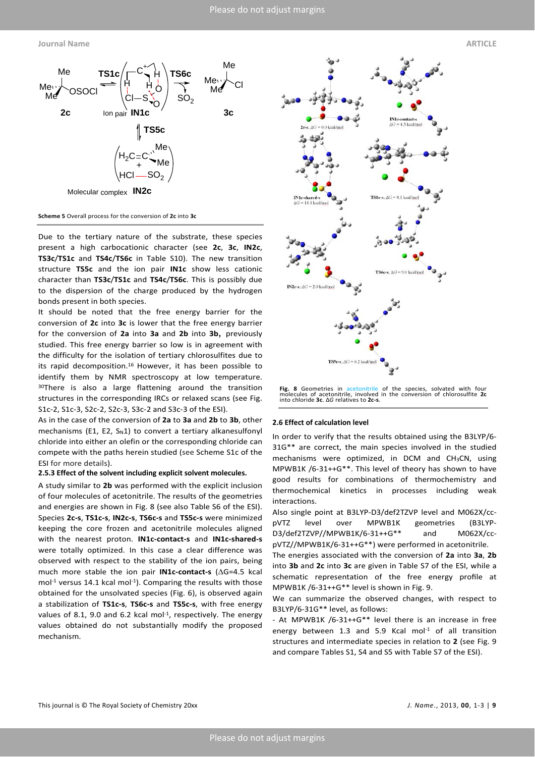**Scheme 5** Overall process for the conversion of **2c** into **3c**

Due to the tertiary nature of the substrate, these species present a high carbocationic character (see **2c**, **3c**, **IN2c**, **TS3c**/**TS1c** and **TS4c**/**TS6c** in Table S10). The new transition structure **TS5c** and the ion pair **IN1c** show less cationic character than **TS3c**/**TS1c** and **TS4c**/**TS6c**. This is possibly due to the dispersion of the charge produced by the hydrogen bonds present in both species.

It should be noted that the free energy barrier for the conversion of **2c** into **3c** is lower that the free energy barrier for the conversion of **2a** into **3a** and **2b** into **3b,** previously studied. This free energy barrier so low is in agreement with the difficulty for the isolation of tertiary chlorosulfites due to its rapid decomposition.[16] However, it has been possible to identify them by NMR spectroscopy at low temperature.[30]There is also a large flattening around the transition structures in the corresponding IRCs or relaxed scans (see Fig. S1c-2, S1c-3, S2c-2, S2c-3, S3c-2 and S3c-3 of the ESI).

As in the case of the conversion of **2a** to **3a** and **2b** to **3b**, other mechanisms (E1, E2, $S_N1$) to convert a tertiary alkanesulfonyl chloride into either an olefin or the corresponding chloride can compete with the paths herein studied (see Scheme S1c of the ESI for more details).

### 2.5.3 Effect of the solvent including explicit solvent molecules.

A study similar to **2b** was performed with the explicit inclusion of four molecules of acetonitrile. The results of the geometries and energies are shown in Fig. 8 (see also Table S6 of the ESI). Species **2c-s**, **TS1c-s**, **IN2c-s**, **TS6c-s** and **TS5c-s** were minimized keeping the core frozen and acetonitrile molecules aligned with the nearest proton. **IN1c-contact-s** and **IN1c-shared-s** were totally optimized. In this case a clear difference was observed with respect to the stability of the ion pairs, being much more stable the ion pair **IN1c-contact-s** ($\Delta$G=4.5 kcal mol$^{-1}$ versus 14.1 kcal mol$^{-1}$). Comparing the results with those obtained for the unsolvated species (Fig. 6), is observed again a stabilization of **TS1c-s**, **TS6c-s** and **TS5c-s**, with free energy values of 8.1, 9.0 and 6.2 kcal mol$^{-1}$, respectively. The energy values obtained do not substantially modify the proposed mechanism.

**Fig. 8** Geometries in acetonitrile of the species, solvated with four molecules of acetonitrile, involved in the conversion of chlorosulfite **2c** into chloride **3c**. $\Delta G$ relatives to **2c-s**.

### 2.6 Effect of calculation level

In order to verify that the results obtained using the B3LYP/6-31G** are correct, the main species involved in the studied mechanisms were optimized, in DCM and $CH_3CN$, using MPWB1K /6-31++G**. This level of theory has shown to have good results for combinations of thermochemistry and thermochemical kinetics in processes including weak interactions.

Also single point at B3LYP-D3/def2TZVP level and M062X/cc-pVTZ level over MPWB1K geometries (B3LYP-D3/def2TZVP//MPWB1K/6-31++G** and M062X/cc-pVTZ//MPWB1K/6-31++G**) were performed in acetonitrile.

The energies associated with the conversion of **2a** into **3a**, **2b** into **3b** and **2c** into **3c** are given in Table S7 of the ESI, while a schematic representation of the free energy profile at MPWB1K /6-31++G** level is shown in Fig. 9.

We can summarize the observed changes, with respect to B3LYP/6-31G** level, as follows:

- At MPWB1K /6-31++G** level there is an increase in free energy between 1.3 and 5.9 Kcal mol$^{-1}$ of all transition structures and intermediate species in relation to **2** (see Fig. 9 and compare Tables S1, S4 and S5 with Table S7 of the ESI).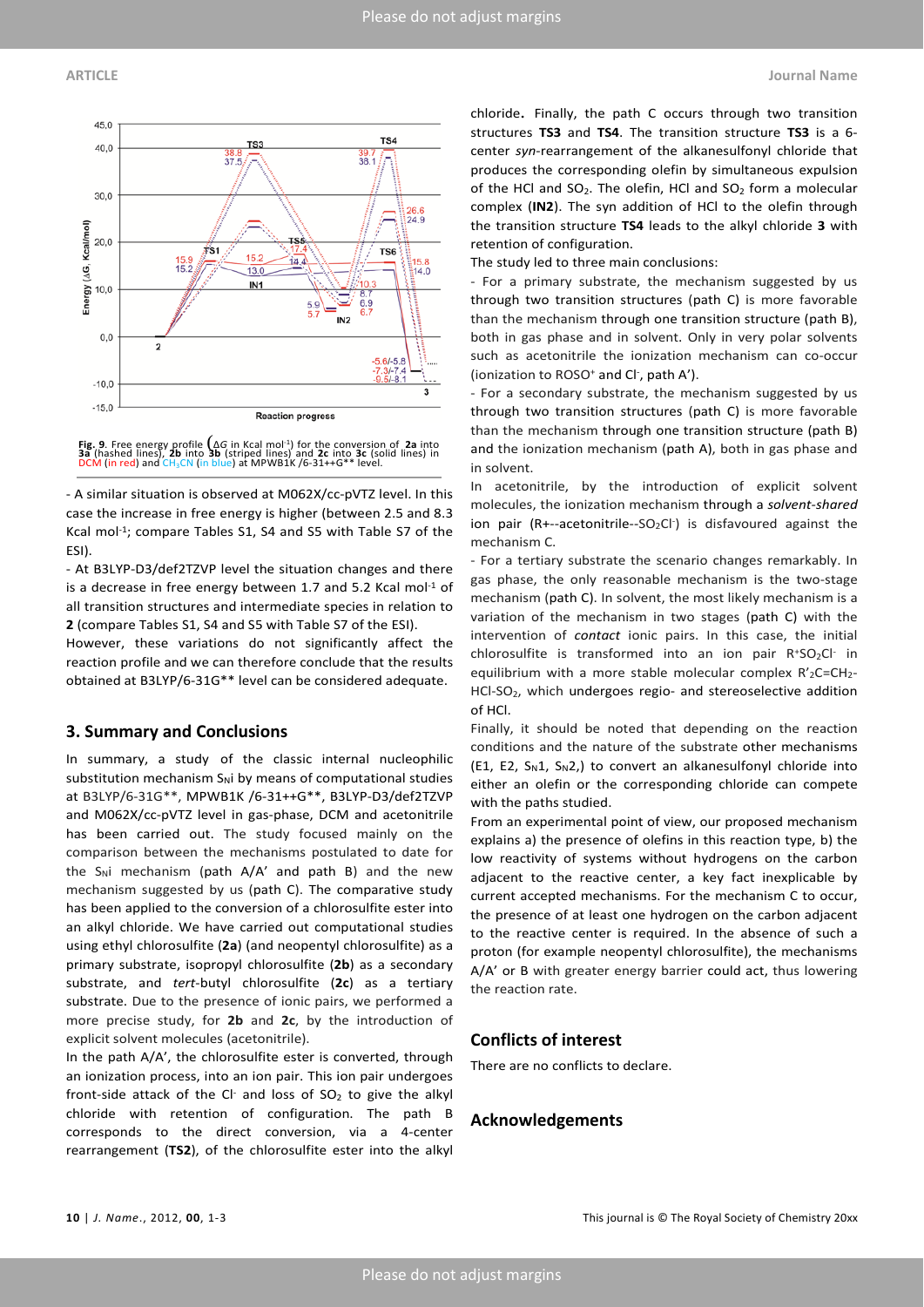Fig. 9. Free energy profile ($\Delta G$ in Kcal mol[-1]) for the conversion of **2a** into **3a** (hashed lines), **2b** into **3b** (striped lines) and **2c** into **3c** (solid lines) in DCM (in red) and $CH_3CN$ (in blue) at MPWB1K /6-31++G** level.

- A similar situation is observed at M062X/cc-pVTZ level. In this case the increase in free energy is higher (between 2.5 and 8.3 Kcal mol$^{-1}$; compare Tables S1, S4 and S5 with Table S7 of the ESI).

- At B3LYP-D3/def2TZVP level the situation changes and there is a decrease in free energy between 1.7 and 5.2 Kcal mol$^{-1}$ of all transition structures and intermediate species in relation to **2** (compare Tables S1, S4 and S5 with Table S7 of the ESI).

However, these variations do not significantly affect the reaction profile and we can therefore conclude that the results obtained at B3LYP/6-31G** level can be considered adequate.

## 3. Summary and Conclusions

In summary, a study of the classic internal nucleophilic substitution mechanism $S_Ni$ by means of computational studies at B3LYP/6-31G**, MPWB1K /6-31++G**, B3LYP-D3/def2TZVP and M062X/cc-pVTZ level in gas-phase, DCM and acetonitrile has been carried out. The study focused mainly on the comparison between the mechanisms postulated to date for the $S_Ni$ mechanism (path A/A' and path B) and the new mechanism suggested by us (path C). The comparative study has been applied to the conversion of a chlorosulfite ester into an alkyl chloride. We have carried out computational studies using ethyl chlorosulfite (**2a**) (and neopentyl chlorosulfite) as a primary substrate, isopropyl chlorosulfite (**2b**) as a secondary substrate, and *tert*-butyl chlorosulfite (**2c**) as a tertiary substrate. Due to the presence of ionic pairs, we performed a more precise study, for **2b** and **2c**, by the introduction of explicit solvent molecules (acetonitrile).

In the path A/A', the chlorosulfite ester is converted, through an ionization process, into an ion pair. This ion pair undergoes front-side attack of the $Cl^-$ and loss of $SO_2$ to give the alkyl chloride with retention of configuration. The path B corresponds to the direct conversion, via a 4-center rearrangement (**TS2**), of the chlorosulfite ester into the alkyl chloride. Finally, the path C occurs through two transition structures **TS3** and **TS4**. The transition structure **TS3** is a 6-center *syn*-rearrangement of the alkanesulfonyl chloride that produces the corresponding olefin by simultaneous expulsion of the HCl and $SO_2$. The olefin, HCl and $SO_2$ form a molecular complex (**IN2**). The syn addition of HCl to the olefin through the transition structure **TS4** leads to the alkyl chloride **3** with retention of configuration.

The study led to three main conclusions:

- For a primary substrate, the mechanism suggested by us through two transition structures (path C) is more favorable than the mechanism through one transition structure (path B), both in gas phase and in solvent. Only in very polar solvents such as acetonitrile the ionization mechanism can co-occur (ionization to $ROSO^+$ and $Cl^-$, path A').

- For a secondary substrate, the mechanism suggested by us through two transition structures (path C) is more favorable than the mechanism through one transition structure (path B) and the ionization mechanism (path A), both in gas phase and in solvent.

In acetonitrile, by the introduction of explicit solvent molecules, the ionization mechanism through a *solvent-shared* ion pair (R+--acetonitrile--$SO_2Cl^-$) is disfavoured against the mechanism C.

- For a tertiary substrate the scenario changes remarkably. In gas phase, the only reasonable mechanism is the two-stage mechanism (path C). In solvent, the most likely mechanism is a variation of the mechanism in two stages (path C) with the intervention of *contact* ionic pairs. In this case, the initial chlorosulfite is transformed into an ion pair $R^+SO_2Cl^-$ in equilibrium with a more stable molecular complex $R'_2C{=}CH_2$-$HCl$-$SO_2$, which undergoes regio- and stereoselective addition of HCl.

Finally, it should be noted that depending on the reaction conditions and the nature of the substrate other mechanisms (E1, E2, $S_N1$, $S_N2$,) to convert an alkanesulfonyl chloride into either an olefin or the corresponding chloride can compete with the paths studied.

From an experimental point of view, our proposed mechanism explains a) the presence of olefins in this reaction type, b) the low reactivity of systems without hydrogens on the carbon adjacent to the reactive center, a key fact inexplicable by current accepted mechanisms. For the mechanism C to occur, the presence of at least one hydrogen on the carbon adjacent to the reactive center is required. In the absence of such a proton (for example neopentyl chlorosulfite), the mechanisms A/A' or B with greater energy barrier could act, thus lowering the reaction rate.

## Conflicts of interest

There are no conflicts to declare.

## Acknowledgements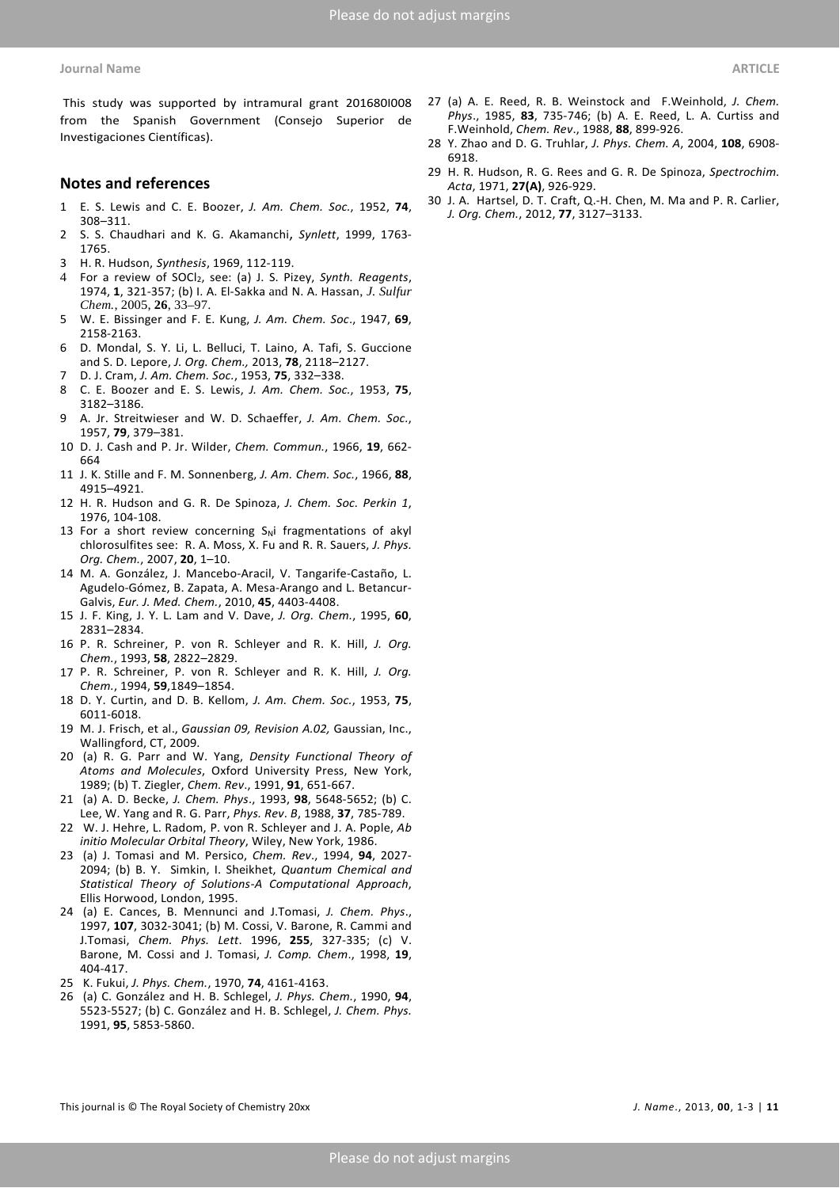This study was supported by intramural grant 201680I008 from the Spanish Government (Consejo Superior de Investigaciones Científicas).

## Notes and references

1. E. S. Lewis and C. E. Boozer, *J. Am. Chem. Soc.*, 1952, **74**, 308–311.
2. S. S. Chaudhari and K. G. Akamanchi, *Synlett*, 1999, 1763-1765.
3. H. R. Hudson, *Synthesis*, 1969, 112-119.
4. For a review of $SOCl_2$, see: (a) J. S. Pizey, *Synth. Reagents*, 1974, **1**, 321-357; (b) I. A. El-Sakka and N. A. Hassan, *J. Sulfur Chem.*, 2005, **26**, 33–97.
5. W. E. Bissinger and F. E. Kung, *J. Am. Chem. Soc.*, 1947, **69**, 2158-2163.
6. D. Mondal, S. Y. Li, L. Belluci, T. Laino, A. Tafi, S. Guccione and S. D. Lepore, *J. Org. Chem.,* 2013, **78**, 2118–2127.
7. D. J. Cram, *J. Am. Chem. Soc.*, 1953, **75**, 332–338.
8. C. E. Boozer and E. S. Lewis, *J. Am. Chem. Soc.*, 1953, **75**, 3182–3186.
9. A. Jr. Streitwieser and W. D. Schaeffer, *J. Am. Chem. Soc.*, 1957, **79**, 379–381.
10. D. J. Cash and P. Jr. Wilder, *Chem. Commun.*, 1966, **19**, 662-664
11. J. K. Stille and F. M. Sonnenberg, *J. Am. Chem. Soc.*, 1966, **88**, 4915–4921.
12. H. R. Hudson and G. R. De Spinoza, *J. Chem. Soc. Perkin 1*, 1976, 104-108.
13. For a short review concerning $S_N$i fragmentations of akyl chlorosulfites see: R. A. Moss, X. Fu and R. R. Sauers, *J. Phys. Org. Chem.*, 2007, **20**, 1–10.
14. M. A. González, J. Mancebo-Aracil, V. Tangarife-Castaño, L. Agudelo-Gómez, B. Zapata, A. Mesa-Arango and L. Betancur-Galvis, *Eur. J. Med. Chem.*, 2010, **45**, 4403-4408.
15. J. F. King, J. Y. L. Lam and V. Dave, *J. Org. Chem.*, 1995, **60**, 2831–2834.
16. P. R. Schreiner, P. von R. Schleyer and R. K. Hill, *J. Org. Chem.*, 1993, **58**, 2822–2829.
17. P. R. Schreiner, P. von R. Schleyer and R. K. Hill, *J. Org. Chem.*, 1994, **59**,1849–1854.
18. D. Y. Curtin, and D. B. Kellom, *J. Am. Chem. Soc.*, 1953, **75**, 6011-6018.
19. M. J. Frisch, et al., *Gaussian 09, Revision A.02,* Gaussian, Inc., Wallingford, CT, 2009.
20. (a) R. G. Parr and W. Yang, *Density Functional Theory of Atoms and Molecules*, Oxford University Press, New York, 1989; (b) T. Ziegler, *Chem. Rev*., 1991, **91**, 651-667.
21. (a) A. D. Becke, *J. Chem. Phys*., 1993, **98**, 5648-5652; (b) C. Lee, W. Yang and R. G. Parr, *Phys. Rev*. *B*, 1988, **37**, 785-789.
22. W. J. Hehre, L. Radom, P. von R. Schleyer and J. A. Pople, *Ab initio Molecular Orbital Theory*, Wiley, New York, 1986.
23. (a) J. Tomasi and M. Persico, *Chem. Rev*., 1994, **94**, 2027-2094; (b) B. Y. Simkin, I. Sheikhet, *Quantum Chemical and Statistical Theory of Solutions-A Computational Approach*, Ellis Horwood, London, 1995.
24. (a) E. Cances, B. Mennunci and J.Tomasi, *J. Chem. Phys*., 1997, **107**, 3032-3041; (b) M. Cossi, V. Barone, R. Cammi and J.Tomasi, *Chem. Phys. Lett*. 1996, **255**, 327-335; (c) V. Barone, M. Cossi and J. Tomasi, *J. Comp. Chem*., 1998, **19**, 404-417.
25. K. Fukui, *J. Phys. Chem.*, 1970, **74**, 4161-4163.
26. (a) C. González and H. B. Schlegel, *J. Phys. Chem.*, 1990, **94**, 5523-5527; (b) C. González and H. B. Schlegel, *J. Chem. Phys.* 1991, **95**, 5853-5860.
27. (a) A. E. Reed, R. B. Weinstock and F.Weinhold, *J. Chem. Phys*., 1985, **83**, 735-746; (b) A. E. Reed, L. A. Curtiss and F.Weinhold, *Chem. Rev*., 1988, **88**, 899-926.
28. Y. Zhao and D. G. Truhlar, *J. Phys. Chem. A*, 2004, **108**, 6908-6918.
29. H. R. Hudson, R. G. Rees and G. R. De Spinoza, *Spectrochim. Acta*, 1971, **27(A)**, 926-929.
30. J. A. Hartsel, D. T. Craft, Q.-H. Chen, M. Ma and P. R. Carlier, *J. Org. Chem.*, 2012, **77**, 3127–3133.